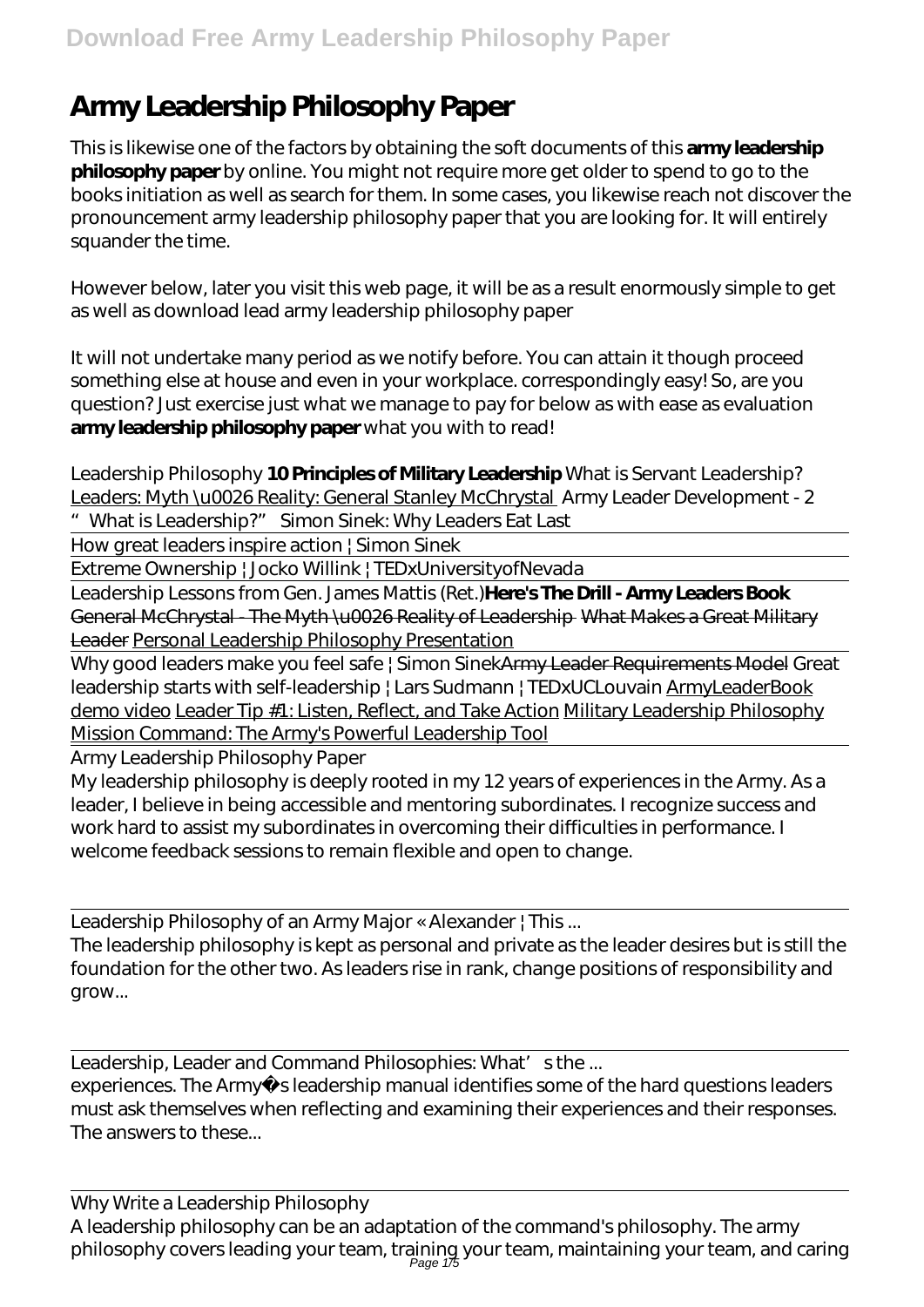// Army Leadership Philosophy Paper

This is likewise one of the factors by obtaining the soft documents of this **army leadership philosophy paper** by online. You might not require more get older to spend to go to the books initiation as well as search for them. In some cases, you likewise reach not discover the pronouncement army leadership philosophy paper that you are looking for. It will entirely squander the time.

However below, later you visit this web page, it will be as a result enormously simple to get as well as download lead army leadership philosophy paper

It will not undertake many period as we notify before. You can attain it though proceed something else at house and even in your workplace. correspondingly easy! So, are you question? Just exercise just what we manage to pay for below as with ease as evaluation **army leadership philosophy paper** what you with to read!

*Leadership Philosophy* **10 Principles of Military Leadership** *What is Servant Leadership?* Leaders: Myth \u0026 Reality: General Stanley McChrystal *Army Leader Development - 2 "What is Leadership?" Simon Sinek: Why Leaders Eat Last*

How great leaders inspire action | Simon Sinek

Extreme Ownership | Jocko Willink | TEDxUniversityofNevada

Leadership Lessons from Gen. James Mattis (Ret.)**Here's The Drill - Army Leaders Book** General McChrystal - The Myth \u0026 Reality of Leadership What Makes a Great Military Leader Personal Leadership Philosophy Presentation

Why good leaders make you feel safe | Simon SinekArmy Leader Requirements Model *Great leadership starts with self-leadership | Lars Sudmann | TEDxUCLouvain* ArmyLeaderBook demo video Leader Tip #1: Listen, Reflect, and Take Action Military Leadership Philosophy Mission Command: The Army's Powerful Leadership Tool

Army Leadership Philosophy Paper

My leadership philosophy is deeply rooted in my 12 years of experiences in the Army. As a leader, I believe in being accessible and mentoring subordinates. I recognize success and work hard to assist my subordinates in overcoming their difficulties in performance. I welcome feedback sessions to remain flexible and open to change.

Leadership Philosophy of an Army Major « Alexander | This ...

The leadership philosophy is kept as personal and private as the leader desires but is still the foundation for the other two. As leaders rise in rank, change positions of responsibility and grow...

Leadership, Leader and Command Philosophies: What's the ...

experiences. The Army�s leadership manual identifies some of the hard questions leaders must ask themselves when reflecting and examining their experiences and their responses. The answers to these...

Why Write a Leadership Philosophy

A leadership philosophy can be an adaptation of the command's philosophy. The army philosophy covers leading your team, training your team, maintaining your team, and caring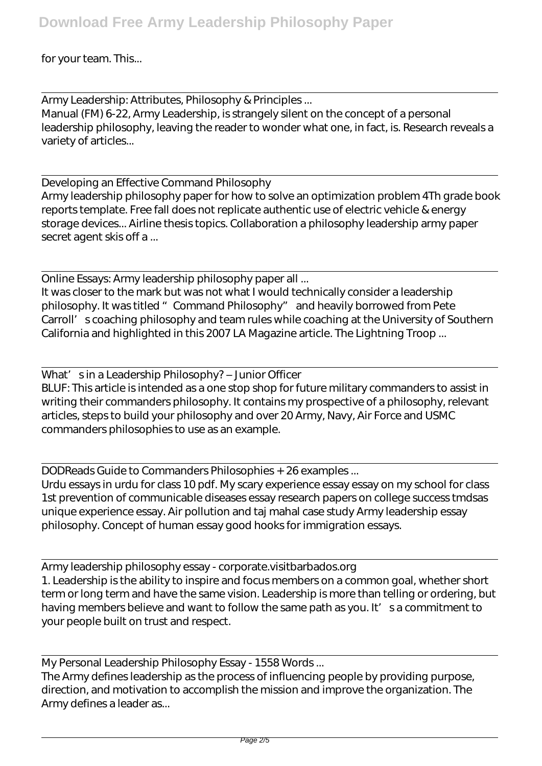for your team. This...

Army Leadership: Attributes, Philosophy & Principles ...
Manual (FM) 6-22, Army Leadership, is strangely silent on the concept of a personal leadership philosophy, leaving the reader to wonder what one, in fact, is. Research reveals a variety of articles...

Developing an Effective Command Philosophy
Army leadership philosophy paper for how to solve an optimization problem 4Th grade book reports template. Free fall does not replicate authentic use of electric vehicle & energy storage devices... Airline thesis topics. Collaboration a philosophy leadership army paper secret agent skis off a ...

Online Essays: Army leadership philosophy paper all ...
It was closer to the mark but was not what I would technically consider a leadership philosophy. It was titled "Command Philosophy" and heavily borrowed from Pete Carroll's coaching philosophy and team rules while coaching at the University of Southern California and highlighted in this 2007 LA Magazine article. The Lightning Troop ...

What's in a Leadership Philosophy? – Junior Officer
BLUF: This article is intended as a one stop shop for future military commanders to assist in writing their commanders philosophy. It contains my prospective of a philosophy, relevant articles, steps to build your philosophy and over 20 Army, Navy, Air Force and USMC commanders philosophies to use as an example.

DODReads Guide to Commanders Philosophies + 26 examples ...
Urdu essays in urdu for class 10 pdf. My scary experience essay essay on my school for class 1st prevention of communicable diseases essay research papers on college success tmdsas unique experience essay. Air pollution and taj mahal case study Army leadership essay philosophy. Concept of human essay good hooks for immigration essays.

Army leadership philosophy essay - corporate.visitbarbados.org
1. Leadership is the ability to inspire and focus members on a common goal, whether short term or long term and have the same vision. Leadership is more than telling or ordering, but having members believe and want to follow the same path as you. It's a commitment to your people built on trust and respect.

My Personal Leadership Philosophy Essay - 1558 Words ...
The Army defines leadership as the process of influencing people by providing purpose, direction, and motivation to accomplish the mission and improve the organization. The Army defines a leader as...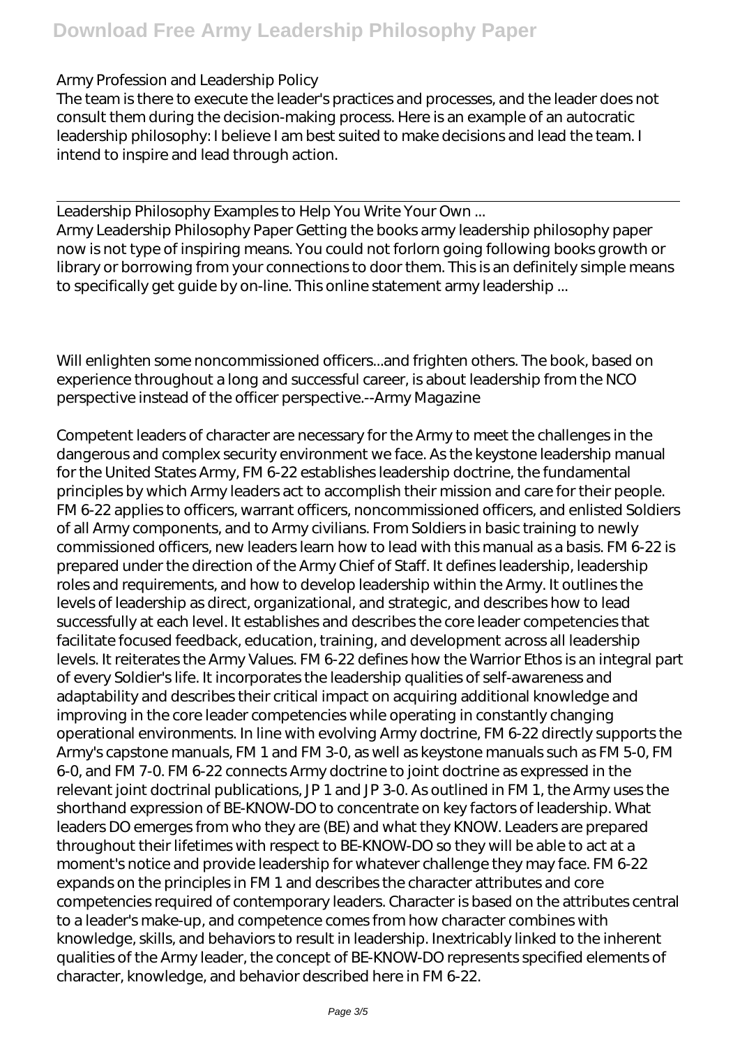Army Profession and Leadership Policy

The team is there to execute the leader's practices and processes, and the leader does not consult them during the decision-making process. Here is an example of an autocratic leadership philosophy: I believe I am best suited to make decisions and lead the team. I intend to inspire and lead through action.

Leadership Philosophy Examples to Help You Write Your Own ...

Army Leadership Philosophy Paper Getting the books army leadership philosophy paper now is not type of inspiring means. You could not forlorn going following books growth or library or borrowing from your connections to door them. This is an definitely simple means to specifically get guide by on-line. This online statement army leadership ...

Will enlighten some noncommissioned officers...and frighten others. The book, based on experience throughout a long and successful career, is about leadership from the NCO perspective instead of the officer perspective.--Army Magazine

Competent leaders of character are necessary for the Army to meet the challenges in the dangerous and complex security environment we face. As the keystone leadership manual for the United States Army, FM 6-22 establishes leadership doctrine, the fundamental principles by which Army leaders act to accomplish their mission and care for their people. FM 6-22 applies to officers, warrant officers, noncommissioned officers, and enlisted Soldiers of all Army components, and to Army civilians. From Soldiers in basic training to newly commissioned officers, new leaders learn how to lead with this manual as a basis. FM 6-22 is prepared under the direction of the Army Chief of Staff. It defines leadership, leadership roles and requirements, and how to develop leadership within the Army. It outlines the levels of leadership as direct, organizational, and strategic, and describes how to lead successfully at each level. It establishes and describes the core leader competencies that facilitate focused feedback, education, training, and development across all leadership levels. It reiterates the Army Values. FM 6-22 defines how the Warrior Ethos is an integral part of every Soldier's life. It incorporates the leadership qualities of self-awareness and adaptability and describes their critical impact on acquiring additional knowledge and improving in the core leader competencies while operating in constantly changing operational environments. In line with evolving Army doctrine, FM 6-22 directly supports the Army's capstone manuals, FM 1 and FM 3-0, as well as keystone manuals such as FM 5-0, FM 6-0, and FM 7-0. FM 6-22 connects Army doctrine to joint doctrine as expressed in the relevant joint doctrinal publications, JP 1 and JP 3-0. As outlined in FM 1, the Army uses the shorthand expression of BE-KNOW-DO to concentrate on key factors of leadership. What leaders DO emerges from who they are (BE) and what they KNOW. Leaders are prepared throughout their lifetimes with respect to BE-KNOW-DO so they will be able to act at a moment's notice and provide leadership for whatever challenge they may face. FM 6-22 expands on the principles in FM 1 and describes the character attributes and core competencies required of contemporary leaders. Character is based on the attributes central to a leader's make-up, and competence comes from how character combines with knowledge, skills, and behaviors to result in leadership. Inextricably linked to the inherent qualities of the Army leader, the concept of BE-KNOW-DO represents specified elements of character, knowledge, and behavior described here in FM 6-22.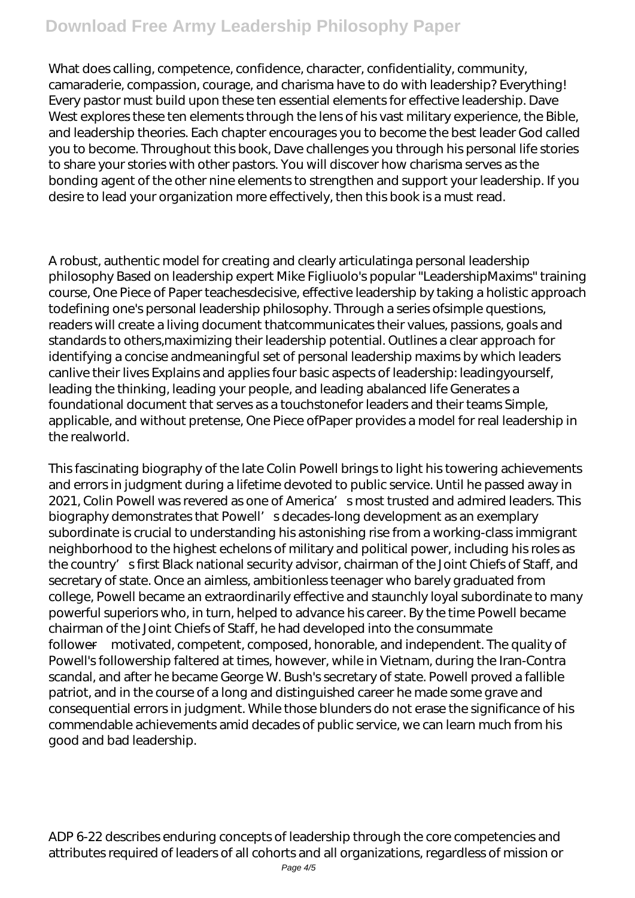What does calling, competence, confidence, character, confidentiality, community, camaraderie, compassion, courage, and charisma have to do with leadership? Everything! Every pastor must build upon these ten essential elements for effective leadership. Dave West explores these ten elements through the lens of his vast military experience, the Bible, and leadership theories. Each chapter encourages you to become the best leader God called you to become. Throughout this book, Dave challenges you through his personal life stories to share your stories with other pastors. You will discover how charisma serves as the bonding agent of the other nine elements to strengthen and support your leadership. If you desire to lead your organization more effectively, then this book is a must read.

A robust, authentic model for creating and clearly articulatinga personal leadership philosophy Based on leadership expert Mike Figliuolo's popular "LeadershipMaxims" training course, One Piece of Paper teachesdecisive, effective leadership by taking a holistic approach todefining one's personal leadership philosophy. Through a series ofsimple questions, readers will create a living document thatcommunicates their values, passions, goals and standards to others,maximizing their leadership potential. Outlines a clear approach for identifying a concise andmeaningful set of personal leadership maxims by which leaders canlive their lives Explains and applies four basic aspects of leadership: leadingyourself, leading the thinking, leading your people, and leading abalanced life Generates a foundational document that serves as a touchstonefor leaders and their teams Simple, applicable, and without pretense, One Piece ofPaper provides a model for real leadership in the realworld.

This fascinating biography of the late Colin Powell brings to light his towering achievements and errors in judgment during a lifetime devoted to public service. Until he passed away in 2021, Colin Powell was revered as one of America's most trusted and admired leaders. This biography demonstrates that Powell's decades-long development as an exemplary subordinate is crucial to understanding his astonishing rise from a working-class immigrant neighborhood to the highest echelons of military and political power, including his roles as the country's first Black national security advisor, chairman of the Joint Chiefs of Staff, and secretary of state. Once an aimless, ambitionless teenager who barely graduated from college, Powell became an extraordinarily effective and staunchly loyal subordinate to many powerful superiors who, in turn, helped to advance his career. By the time Powell became chairman of the Joint Chiefs of Staff, he had developed into the consummate follower—motivated, competent, composed, honorable, and independent. The quality of Powell's followership faltered at times, however, while in Vietnam, during the Iran-Contra scandal, and after he became George W. Bush's secretary of state. Powell proved a fallible patriot, and in the course of a long and distinguished career he made some grave and consequential errors in judgment. While those blunders do not erase the significance of his commendable achievements amid decades of public service, we can learn much from his good and bad leadership.

ADP 6-22 describes enduring concepts of leadership through the core competencies and attributes required of leaders of all cohorts and all organizations, regardless of mission or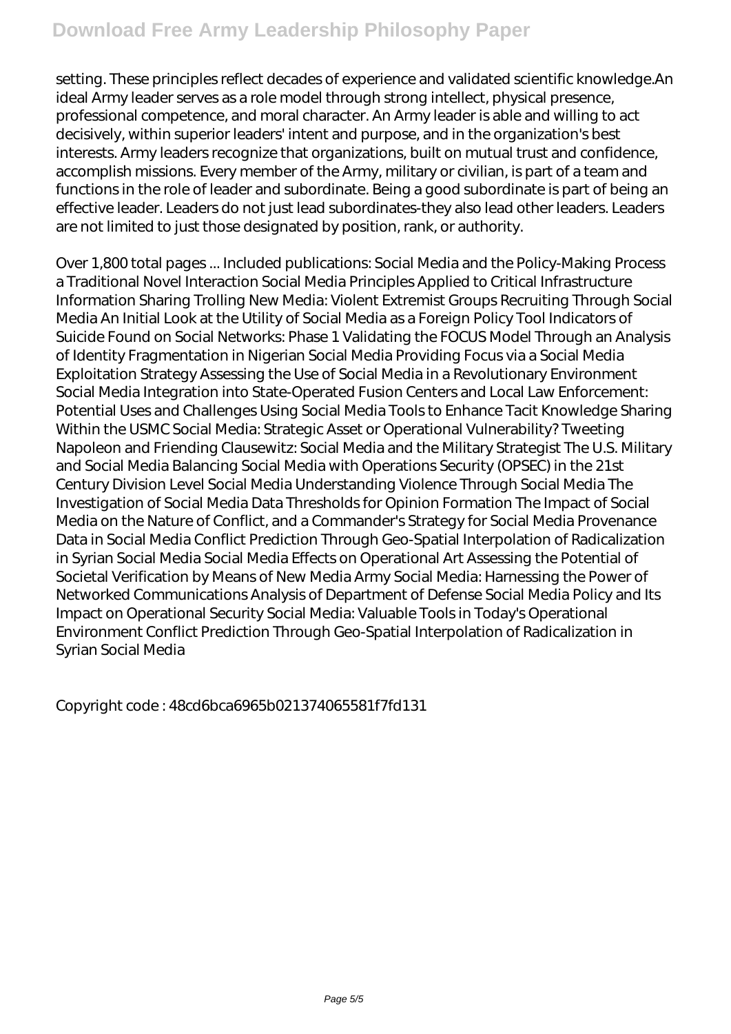setting. These principles reflect decades of experience and validated scientific knowledge.An ideal Army leader serves as a role model through strong intellect, physical presence, professional competence, and moral character. An Army leader is able and willing to act decisively, within superior leaders' intent and purpose, and in the organization's best interests. Army leaders recognize that organizations, built on mutual trust and confidence, accomplish missions. Every member of the Army, military or civilian, is part of a team and functions in the role of leader and subordinate. Being a good subordinate is part of being an effective leader. Leaders do not just lead subordinates-they also lead other leaders. Leaders are not limited to just those designated by position, rank, or authority.

Over 1,800 total pages ... Included publications: Social Media and the Policy-Making Process a Traditional Novel Interaction Social Media Principles Applied to Critical Infrastructure Information Sharing Trolling New Media: Violent Extremist Groups Recruiting Through Social Media An Initial Look at the Utility of Social Media as a Foreign Policy Tool Indicators of Suicide Found on Social Networks: Phase 1 Validating the FOCUS Model Through an Analysis of Identity Fragmentation in Nigerian Social Media Providing Focus via a Social Media Exploitation Strategy Assessing the Use of Social Media in a Revolutionary Environment Social Media Integration into State-Operated Fusion Centers and Local Law Enforcement: Potential Uses and Challenges Using Social Media Tools to Enhance Tacit Knowledge Sharing Within the USMC Social Media: Strategic Asset or Operational Vulnerability? Tweeting Napoleon and Friending Clausewitz: Social Media and the Military Strategist The U.S. Military and Social Media Balancing Social Media with Operations Security (OPSEC) in the 21st Century Division Level Social Media Understanding Violence Through Social Media The Investigation of Social Media Data Thresholds for Opinion Formation The Impact of Social Media on the Nature of Conflict, and a Commander's Strategy for Social Media Provenance Data in Social Media Conflict Prediction Through Geo-Spatial Interpolation of Radicalization in Syrian Social Media Social Media Effects on Operational Art Assessing the Potential of Societal Verification by Means of New Media Army Social Media: Harnessing the Power of Networked Communications Analysis of Department of Defense Social Media Policy and Its Impact on Operational Security Social Media: Valuable Tools in Today's Operational Environment Conflict Prediction Through Geo-Spatial Interpolation of Radicalization in Syrian Social Media

Copyright code : 48cd6bca6965b021374065581f7fd131